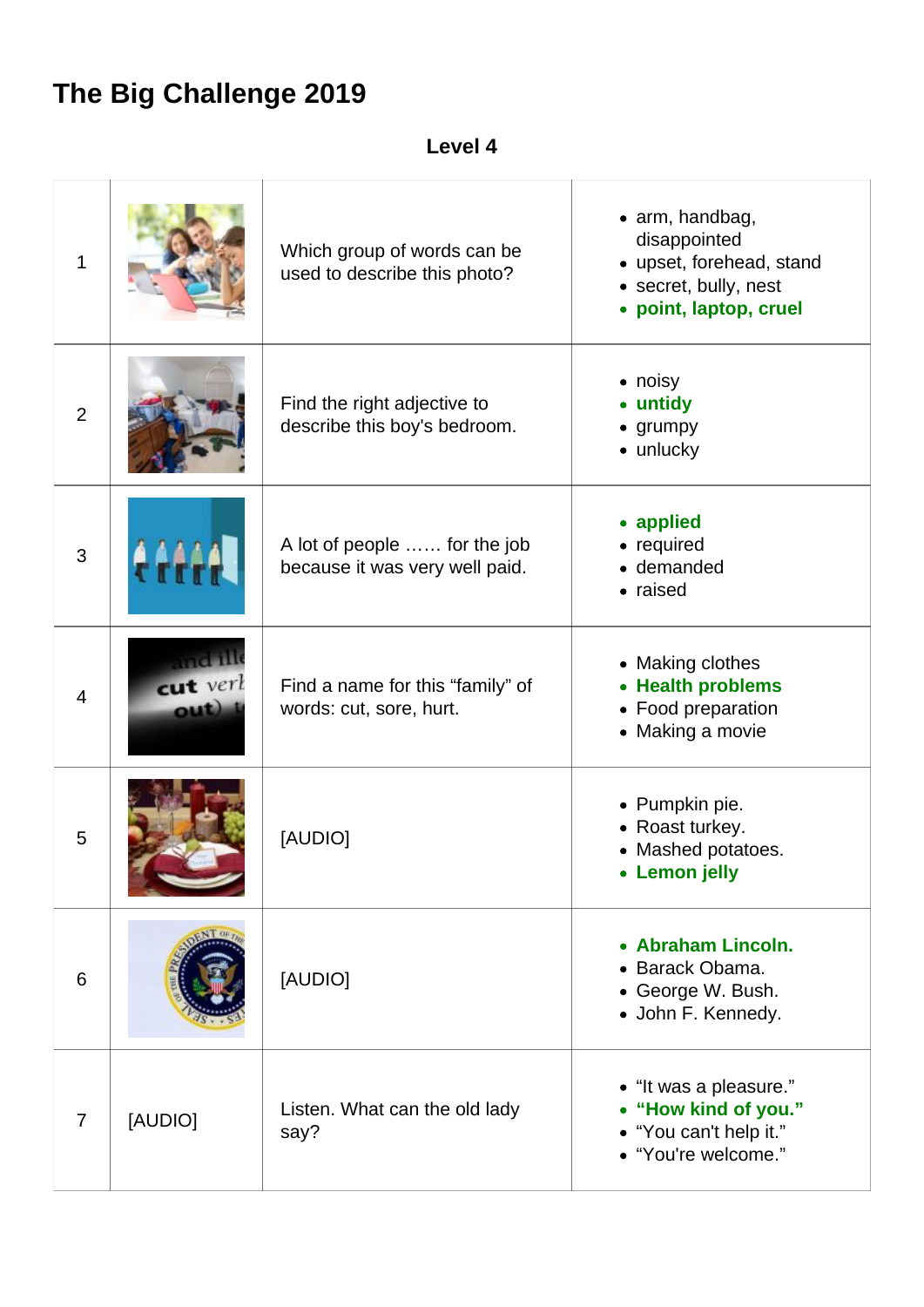# The Big Challenge 2019

**Level 4**

| | | | |
|---|---|---|---|
| 1 | | Which group of words can be used to describe this photo? | • arm, handbag, disappointed<br>• upset, forehead, stand<br>• secret, bully, nest<br>• **point, laptop, cruel** |
| 2 | | Find the right adjective to describe this boy's bedroom. | • noisy<br>• **untidy**<br>• grumpy<br>• unlucky |
| 3 | | A lot of people …… for the job because it was very well paid. | • **applied**<br>• required<br>• demanded<br>• raised |
| 4 | | Find a name for this "family" of words: cut, sore, hurt. | • Making clothes<br>• **Health problems**<br>• Food preparation<br>• Making a movie |
| 5 | | [AUDIO] | • Pumpkin pie.<br>• Roast turkey.<br>• Mashed potatoes.<br>• **Lemon jelly** |
| 6 | | [AUDIO] | • **Abraham Lincoln.**<br>• Barack Obama.<br>• George W. Bush.<br>• John F. Kennedy. |
| 7 | [AUDIO] | Listen. What can the old lady say? | • "It was a pleasure."<br>• **"How kind of you."**<br>• "You can't help it."<br>• "You're welcome." |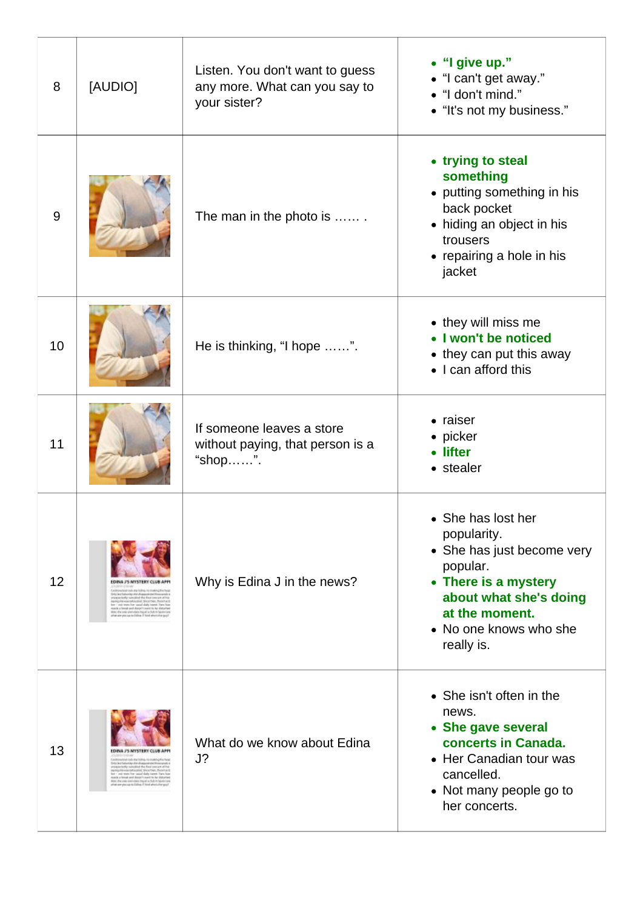| | | | |
|---|---|---|---|
| 8 | [AUDIO] | Listen. You don't want to guess any more. What can you say to your sister? | • **"I give up."**<br>• "I can't get away."<br>• "I don't mind."<br>• "It's not my business." |
| 9 | | The man in the photo is …… . | • **trying to steal something**<br>• putting something in his back pocket<br>• hiding an object in his trousers<br>• repairing a hole in his jacket |
| 10 | | He is thinking, "I hope ……". | • they will miss me<br>• **I won't be noticed**<br>• they can put this away<br>• I can afford this |
| 11 | | If someone leaves a store without paying, that person is a "shop……". | • raiser<br>• picker<br>• **lifter**<br>• stealer |
| 12 | | Why is Edina J in the news? | • She has lost her popularity.<br>• She has just become very popular.<br>• **There is a mystery about what she's doing at the moment.**<br>• No one knows who she really is. |
| 13 | | What do we know about Edina J? | • She isn't often in the news.<br>• **She gave several concerts in Canada.**<br>• Her Canadian tour was cancelled.<br>• Not many people go to her concerts. |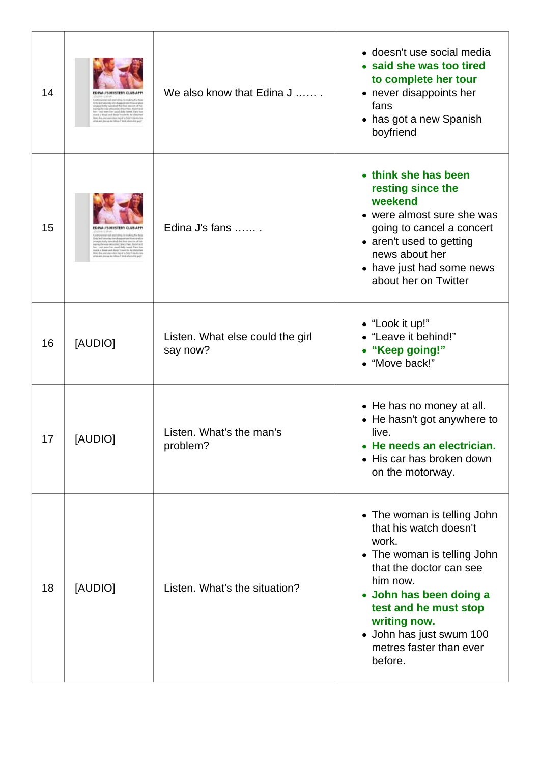| | | | |
|---|---|---|---|
| 14 | | We also know that Edina J …… . | • doesn't use social media<br>• **said she was too tired to complete her tour**<br>• never disappoints her fans<br>• has got a new Spanish boyfriend |
| 15 | | Edina J's fans …… . | • **think she has been resting since the weekend**<br>• were almost sure she was going to cancel a concert<br>• aren't used to getting news about her<br>• have just had some news about her on Twitter |
| 16 | [AUDIO] | Listen. What else could the girl say now? | • "Look it up!"<br>• "Leave it behind!"<br>• **"Keep going!"**<br>• "Move back!" |
| 17 | [AUDIO] | Listen. What's the man's problem? | • He has no money at all.<br>• He hasn't got anywhere to live.<br>• **He needs an electrician.**<br>• His car has broken down on the motorway. |
| 18 | [AUDIO] | Listen. What's the situation? | • The woman is telling John that his watch doesn't work.<br>• The woman is telling John that the doctor can see him now.<br>• **John has been doing a test and he must stop writing now.**<br>• John has just swum 100 metres faster than ever before. |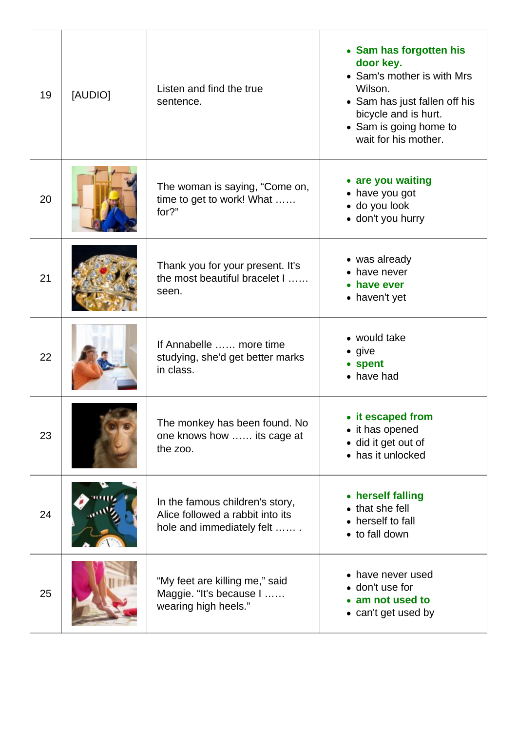| | | | |
|---|---|---|---|
| 19 | [AUDIO] | Listen and find the true sentence. | • **Sam has forgotten his door key.**<br>• Sam's mother is with Mrs Wilson.<br>• Sam has just fallen off his bicycle and is hurt.<br>• Sam is going home to wait for his mother. |
| 20 | | The woman is saying, “Come on, time to get to work! What …… for?” | • **are you waiting**<br>• have you got<br>• do you look<br>• don't you hurry |
| 21 | | Thank you for your present. It's the most beautiful bracelet I …… seen. | • was already<br>• have never<br>• **have ever**<br>• haven't yet |
| 22 | | If Annabelle …… more time studying, she'd get better marks in class. | • would take<br>• give<br>• **spent**<br>• have had |
| 23 | | The monkey has been found. No one knows how …… its cage at the zoo. | • **it escaped from**<br>• it has opened<br>• did it get out of<br>• has it unlocked |
| 24 | | In the famous children's story, Alice followed a rabbit into its hole and immediately felt …… . | • **herself falling**<br>• that she fell<br>• herself to fall<br>• to fall down |
| 25 | | “My feet are killing me,” said Maggie. “It's because I …… wearing high heels.” | • have never used<br>• don't use for<br>• **am not used to**<br>• can't get used by |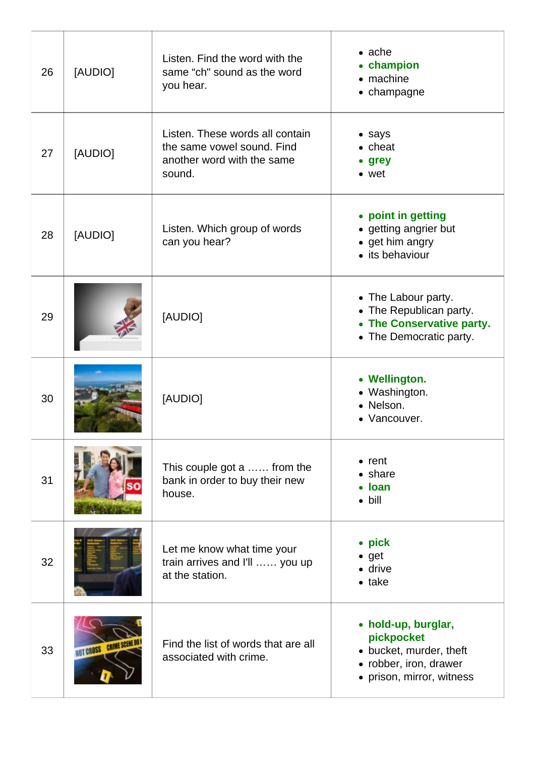| | | | |
|---|---|---|---|
| 26 | [AUDIO] | Listen. Find the word with the same “ch" sound as the word you hear. | • ache<br>• **champion**<br>• machine<br>• champagne |
| 27 | [AUDIO] | Listen. These words all contain the same vowel sound. Find another word with the same sound. | • says<br>• cheat<br>• **grey**<br>• wet |
| 28 | [AUDIO] | Listen. Which group of words can you hear? | • **point in getting**<br>• getting angrier but<br>• get him angry<br>• its behaviour |
| 29 | | [AUDIO] | • The Labour party.<br>• The Republican party.<br>• **The Conservative party.**<br>• The Democratic party. |
| 30 | | [AUDIO] | • **Wellington.**<br>• Washington.<br>• Nelson.<br>• Vancouver. |
| 31 | | This couple got a …… from the bank in order to buy their new house. | • rent<br>• share<br>• **loan**<br>• bill |
| 32 | | Let me know what time your train arrives and I'll …… you up at the station. | • **pick**<br>• get<br>• drive<br>• take |
| 33 | | Find the list of words that are all associated with crime. | • **hold-up, burglar, pickpocket**<br>• bucket, murder, theft<br>• robber, iron, drawer<br>• prison, mirror, witness |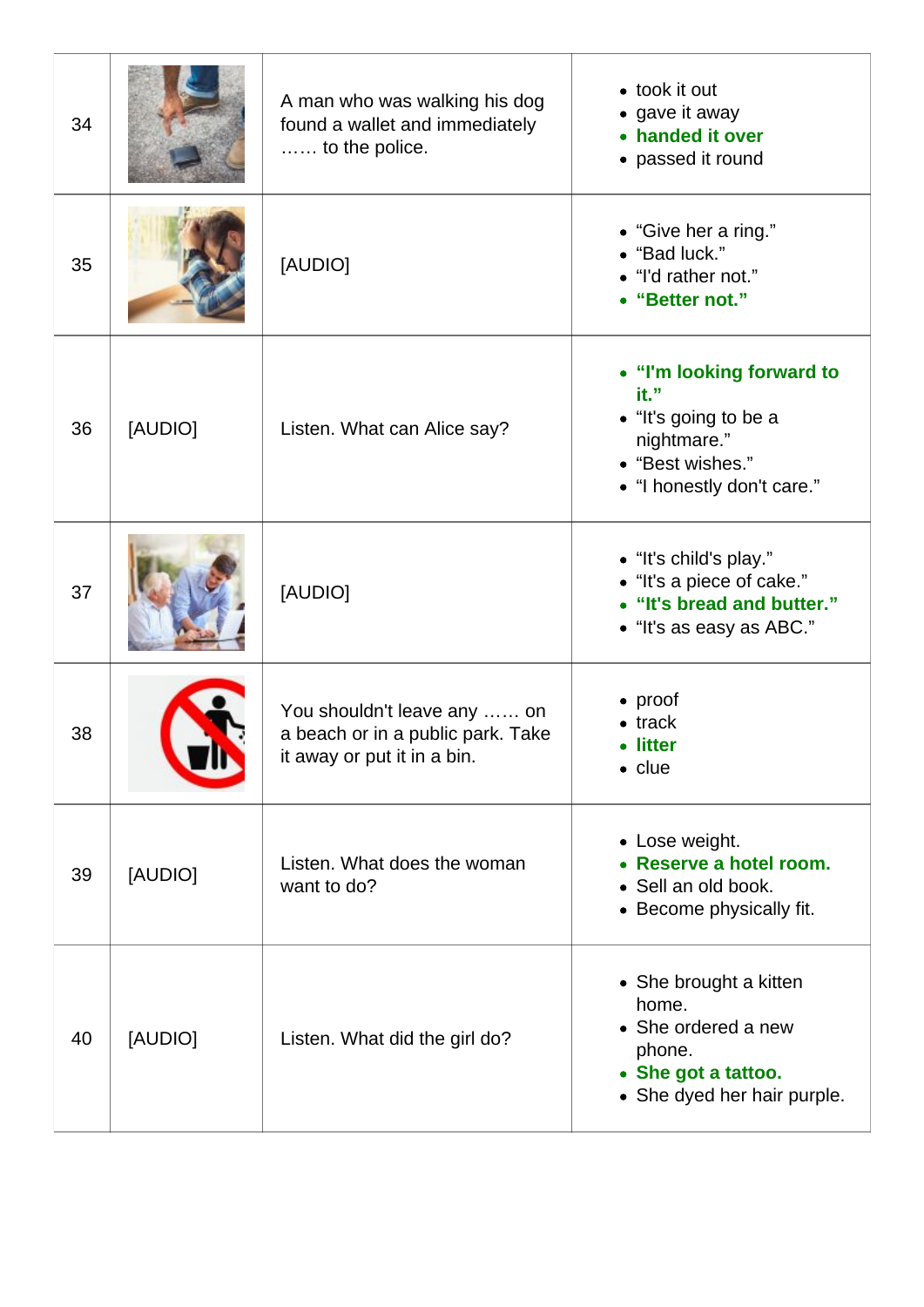| | | | |
|---|---|---|---|
| 34 | | A man who was walking his dog found a wallet and immediately …… to the police. | • took it out<br>• gave it away<br>• **handed it over**<br>• passed it round |
| 35 | | [AUDIO] | • "Give her a ring."<br>• "Bad luck."<br>• "I'd rather not."<br>• **"Better not."** |
| 36 | [AUDIO] | Listen. What can Alice say? | • **"I'm looking forward to it."**<br>• "It's going to be a nightmare."<br>• "Best wishes."<br>• "I honestly don't care." |
| 37 | | [AUDIO] | • "It's child's play."<br>• "It's a piece of cake."<br>• **"It's bread and butter."**<br>• "It's as easy as ABC." |
| 38 | | You shouldn't leave any …… on a beach or in a public park. Take it away or put it in a bin. | • proof<br>• track<br>• **litter**<br>• clue |
| 39 | [AUDIO] | Listen. What does the woman want to do? | • Lose weight.<br>• **Reserve a hotel room.**<br>• Sell an old book.<br>• Become physically fit. |
| 40 | [AUDIO] | Listen. What did the girl do? | • She brought a kitten home.<br>• She ordered a new phone.<br>• **She got a tattoo.**<br>• She dyed her hair purple. |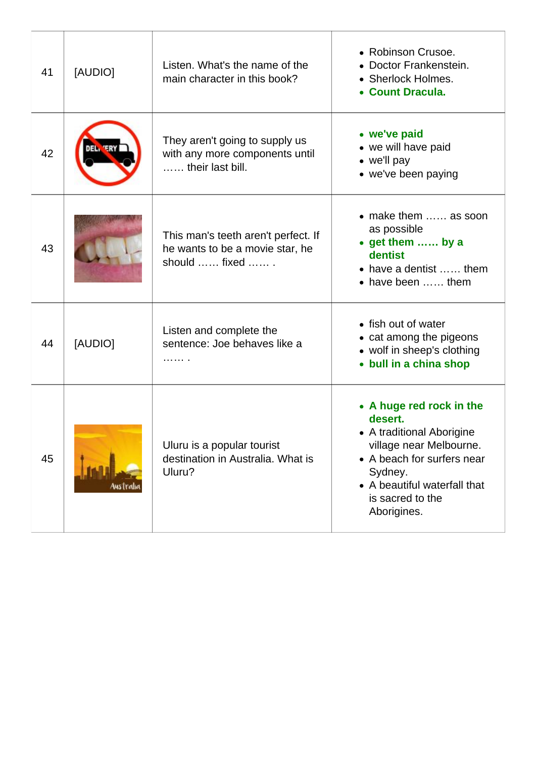| | | | |
|---|---|---|---|
| 41 | [AUDIO] | Listen. What's the name of the main character in this book? | • Robinson Crusoe.<br>• Doctor Frankenstein.<br>• Sherlock Holmes.<br>• **Count Dracula.** |
| 42 | | They aren't going to supply us with any more components until …… their last bill. | • **we've paid**<br>• we will have paid<br>• we'll pay<br>• we've been paying |
| 43 | | This man's teeth aren't perfect. If he wants to be a movie star, he should …… fixed …… . | • make them …… as soon as possible<br>• **get them …… by a dentist**<br>• have a dentist …… them<br>• have been …… them |
| 44 | [AUDIO] | Listen and complete the sentence: Joe behaves like a …… . | • fish out of water<br>• cat among the pigeons<br>• wolf in sheep's clothing<br>• **bull in a china shop** |
| 45 | | Uluru is a popular tourist destination in Australia. What is Uluru? | • **A huge red rock in the desert.**<br>• A traditional Aborigine village near Melbourne.<br>• A beach for surfers near Sydney.<br>• A beautiful waterfall that is sacred to the Aborigines. |